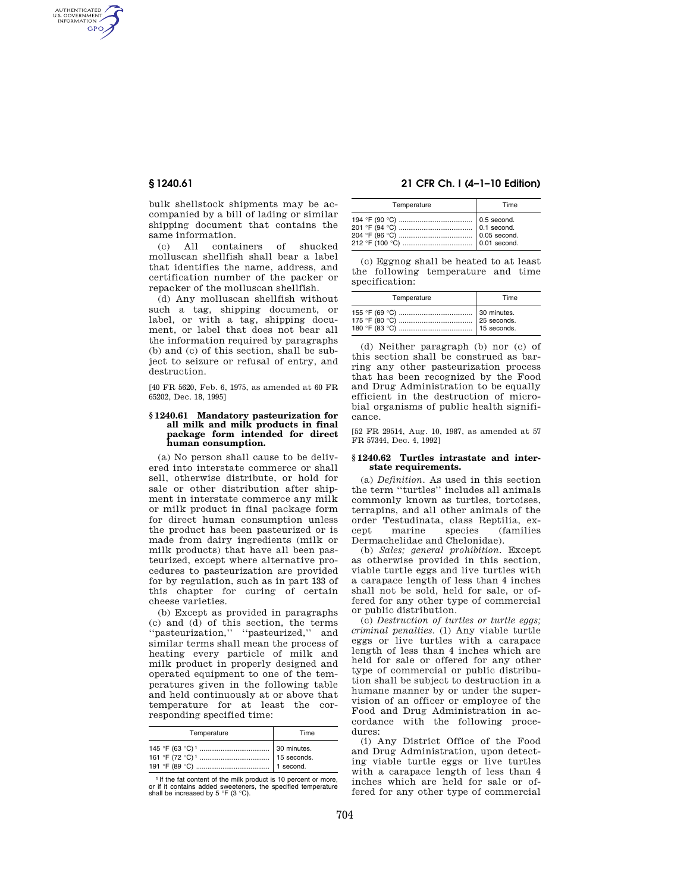bulk shellstock shipments may be accompanied by a bill of lading or similar shipping document that contains the same information.

(c) All containers of shucked molluscan shellfish shall bear a label that identifies the name, address, and certification number of the packer or repacker of the molluscan shellfish.

(d) Any molluscan shellfish without such a tag, shipping document, or label, or with a tag, shipping document, or label that does not bear all the information required by paragraphs (b) and (c) of this section, shall be subject to seizure or refusal of entry, and destruction.

[40 FR 5620, Feb. 6, 1975, as amended at 60 FR 65202, Dec. 18, 1995]

### § 1240.61 Mandatory pasteurization for all milk and milk products in final package form intended for direct human consumption.

(a) No person shall cause to be delivered into interstate commerce or shall sell, otherwise distribute, or hold for sale or other distribution after shipment in interstate commerce any milk or milk product in final package form for direct human consumption unless the product has been pasteurized or is made from dairy ingredients (milk or milk products) that have all been pasteurized, except where alternative procedures to pasteurization are provided for by regulation, such as in part 133 of this chapter for curing of certain cheese varieties.

(b) Except as provided in paragraphs (c) and (d) of this section, ''pasteurization,'' ''pasteurized,'' and similar terms shall mean the process of heating every particle of milk and milk product in properly designed and operated equipment to one of the temperatures given in the following table and held continuously at or above that temperature for at least the corresponding specified time:

| Temperature | Time |
|---|---|
| 145 °F (63 °C)[1] | 30 minutes. |
| 161 °F (72 °C)[1] | 15 seconds. |
| 191 °F (89 °C) | 1 second. |
| 194 °F (90 °C) | 0.5 second. |
| 201 °F (94 °C) | 0.1 second. |
| 204 °F (96 °C) | 0.05 second. |
| 212 °F (100 °C) | 0.01 second. |

[1] If the fat content of the milk product is 10 percent or more, or if it contains added sweeteners, the specified temperature shall be increased by 5 °F (3 °C).

(c) Eggnog shall be heated to at least the following temperature and time specification:

| Temperature | Time |
|---|---|
| 155 °F (69 °C) | 30 minutes. |
| 175 °F (80 °C) | 25 seconds. |
| 180 °F (83 °C) | 15 seconds. |

(d) Neither paragraph (b) nor (c) of this section shall be construed as barring any other pasteurization process that has been recognized by the Food and Drug Administration to be equally efficient in the destruction of microbial organisms of public health significance.

[52 FR 29514, Aug. 10, 1987, as amended at 57 FR 57344, Dec. 4, 1992]

### § 1240.62 Turtles intrastate and interstate requirements.

(a) *Definition.* As used in this section the term ''turtles'' includes all animals commonly known as turtles, tortoises, terrapins, and all other animals of the order Testudinata, class Reptilia, except marine species (families Dermachelidae and Chelonidae).

(b) *Sales; general prohibition.* Except as otherwise provided in this section, viable turtle eggs and live turtles with a carapace length of less than 4 inches shall not be sold, held for sale, or offered for any other type of commercial or public distribution.

(c) *Destruction of turtles or turtle eggs; criminal penalties.* (1) Any viable turtle eggs or live turtles with a carapace length of less than 4 inches which are held for sale or offered for any other type of commercial or public distribution shall be subject to destruction in a humane manner by or under the supervision of an officer or employee of the Food and Drug Administration in accordance with the following procedures:

(i) Any District Office of the Food and Drug Administration, upon detecting viable turtle eggs or live turtles with a carapace length of less than 4 inches which are held for sale or offered for any other type of commercial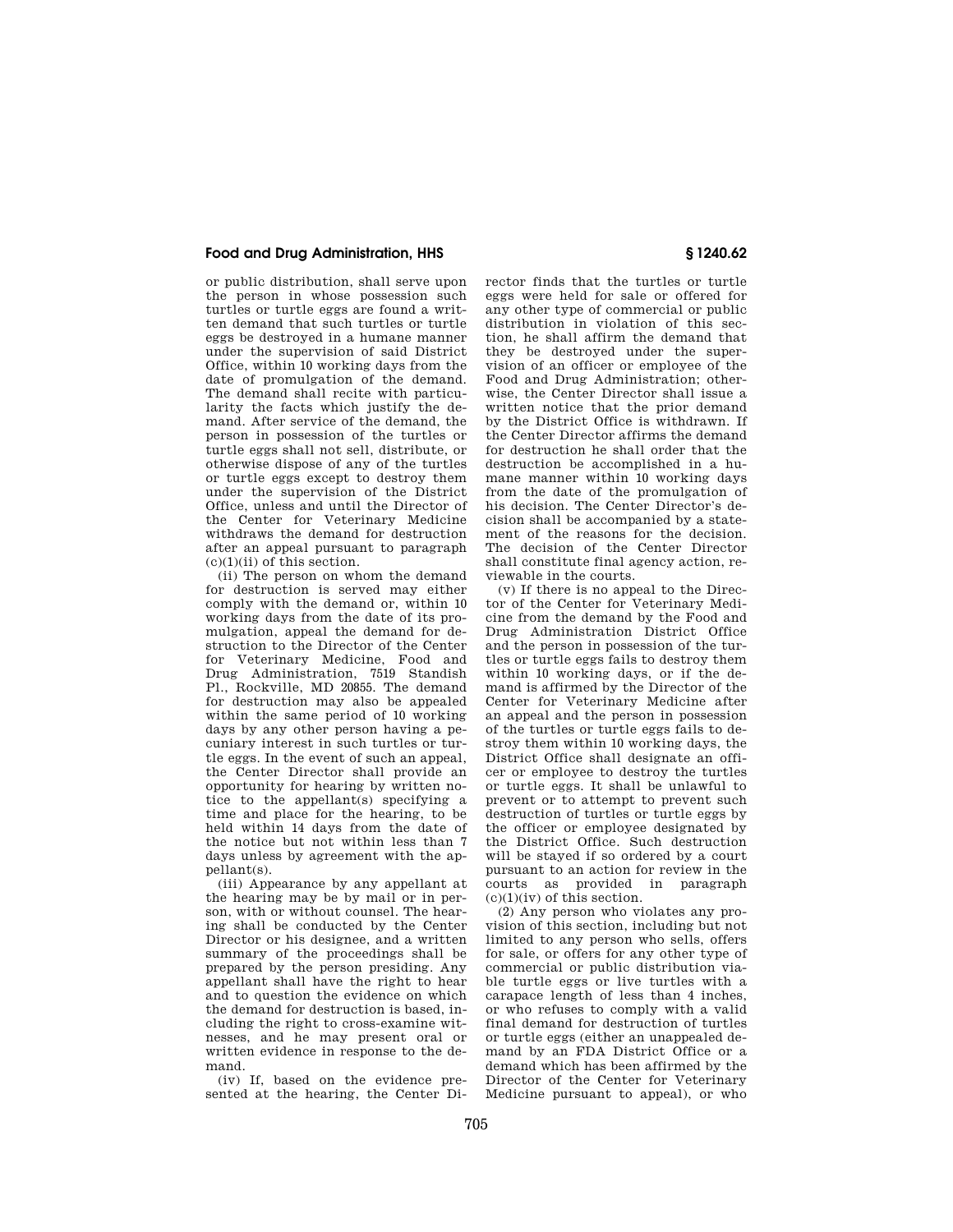or public distribution, shall serve upon the person in whose possession such turtles or turtle eggs are found a written demand that such turtles or turtle eggs be destroyed in a humane manner under the supervision of said District Office, within 10 working days from the date of promulgation of the demand. The demand shall recite with particularity the facts which justify the demand. After service of the demand, the person in possession of the turtles or turtle eggs shall not sell, distribute, or otherwise dispose of any of the turtles or turtle eggs except to destroy them under the supervision of the District Office, unless and until the Director of the Center for Veterinary Medicine withdraws the demand for destruction after an appeal pursuant to paragraph (c)(1)(ii) of this section.

(ii) The person on whom the demand for destruction is served may either comply with the demand or, within 10 working days from the date of its promulgation, appeal the demand for destruction to the Director of the Center for Veterinary Medicine, Food and Drug Administration, 7519 Standish Pl., Rockville, MD 20855. The demand for destruction may also be appealed within the same period of 10 working days by any other person having a pecuniary interest in such turtles or turtle eggs. In the event of such an appeal, the Center Director shall provide an opportunity for hearing by written notice to the appellant(s) specifying a time and place for the hearing, to be held within 14 days from the date of the notice but not within less than 7 days unless by agreement with the appellant(s).

(iii) Appearance by any appellant at the hearing may be by mail or in person, with or without counsel. The hearing shall be conducted by the Center Director or his designee, and a written summary of the proceedings shall be prepared by the person presiding. Any appellant shall have the right to hear and to question the evidence on which the demand for destruction is based, including the right to cross-examine witnesses, and he may present oral or written evidence in response to the demand.

(iv) If, based on the evidence presented at the hearing, the Center Director finds that the turtles or turtle eggs were held for sale or offered for any other type of commercial or public distribution in violation of this section, he shall affirm the demand that they be destroyed under the supervision of an officer or employee of the Food and Drug Administration; otherwise, the Center Director shall issue a written notice that the prior demand by the District Office is withdrawn. If the Center Director affirms the demand for destruction he shall order that the destruction be accomplished in a humane manner within 10 working days from the date of the promulgation of his decision. The Center Director's decision shall be accompanied by a statement of the reasons for the decision. The decision of the Center Director shall constitute final agency action, reviewable in the courts.

(v) If there is no appeal to the Director of the Center for Veterinary Medicine from the demand by the Food and Drug Administration District Office and the person in possession of the turtles or turtle eggs fails to destroy them within 10 working days, or if the demand is affirmed by the Director of the Center for Veterinary Medicine after an appeal and the person in possession of the turtles or turtle eggs fails to destroy them within 10 working days, the District Office shall designate an officer or employee to destroy the turtles or turtle eggs. It shall be unlawful to prevent or to attempt to prevent such destruction of turtles or turtle eggs by the officer or employee designated by the District Office. Such destruction will be stayed if so ordered by a court pursuant to an action for review in the courts as provided in paragraph (c)(1)(iv) of this section.

(2) Any person who violates any provision of this section, including but not limited to any person who sells, offers for sale, or offers for any other type of commercial or public distribution viable turtle eggs or live turtles with a carapace length of less than 4 inches, or who refuses to comply with a valid final demand for destruction of turtles or turtle eggs (either an unappealed demand by an FDA District Office or a demand which has been affirmed by the Director of the Center for Veterinary Medicine pursuant to appeal), or who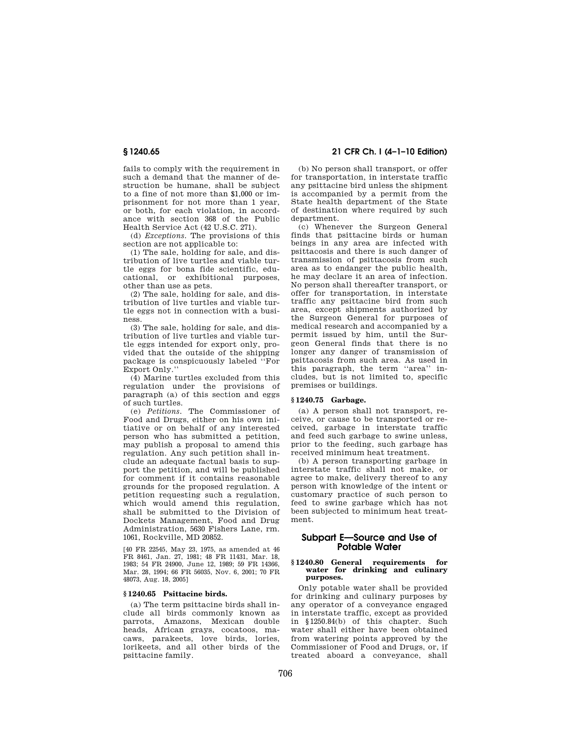fails to comply with the requirement in such a demand that the manner of destruction be humane, shall be subject to a fine of not more than $1,000 or imprisonment for not more than 1 year, or both, for each violation, in accordance with section 368 of the Public Health Service Act (42 U.S.C. 271).

(d) *Exceptions.* The provisions of this section are not applicable to:

(1) The sale, holding for sale, and distribution of live turtles and viable turtle eggs for bona fide scientific, educational, or exhibitional purposes, other than use as pets.

(2) The sale, holding for sale, and distribution of live turtles and viable turtle eggs not in connection with a business.

(3) The sale, holding for sale, and distribution of live turtles and viable turtle eggs intended for export only, provided that the outside of the shipping package is conspicuously labeled ''For Export Only.''

(4) Marine turtles excluded from this regulation under the provisions of paragraph (a) of this section and eggs of such turtles.

(e) *Petitions.* The Commissioner of Food and Drugs, either on his own initiative or on behalf of any interested person who has submitted a petition, may publish a proposal to amend this regulation. Any such petition shall include an adequate factual basis to support the petition, and will be published for comment if it contains reasonable grounds for the proposed regulation. A petition requesting such a regulation, which would amend this regulation, shall be submitted to the Division of Dockets Management, Food and Drug Administration, 5630 Fishers Lane, rm. 1061, Rockville, MD 20852.

[40 FR 22545, May 23, 1975, as amended at 46 FR 8461, Jan. 27, 1981; 48 FR 11431, Mar. 18, 1983; 54 FR 24900, June 12, 1989; 59 FR 14366, Mar. 28, 1994; 66 FR 56035, Nov. 6, 2001; 70 FR 48073, Aug. 18, 2005]

### § 1240.65 Psittacine birds.

(a) The term psittacine birds shall include all birds commonly known as parrots, Amazons, Mexican double heads, African grays, cocatoos, macaws, parakeets, love birds, lories, lorikeets, and all other birds of the psittacine family.

(b) No person shall transport, or offer for transportation, in interstate traffic any psittacine bird unless the shipment is accompanied by a permit from the State health department of the State of destination where required by such department.

(c) Whenever the Surgeon General finds that psittacine birds or human beings in any area are infected with psittacosis and there is such danger of transmission of psittacosis from such area as to endanger the public health, he may declare it an area of infection. No person shall thereafter transport, or offer for transportation, in interstate traffic any psittacine bird from such area, except shipments authorized by the Surgeon General for purposes of medical research and accompanied by a permit issued by him, until the Surgeon General finds that there is no longer any danger of transmission of psittacosis from such area. As used in this paragraph, the term ''area'' includes, but is not limited to, specific premises or buildings.

### § 1240.75 Garbage.

(a) A person shall not transport, receive, or cause to be transported or received, garbage in interstate traffic and feed such garbage to swine unless, prior to the feeding, such garbage has received minimum heat treatment.

(b) A person transporting garbage in interstate traffic shall not make, or agree to make, delivery thereof to any person with knowledge of the intent or customary practice of such person to feed to swine garbage which has not been subjected to minimum heat treatment.

## Subpart E—Source and Use of Potable Water

### § 1240.80 General requirements for water for drinking and culinary purposes.

Only potable water shall be provided for drinking and culinary purposes by any operator of a conveyance engaged in interstate traffic, except as provided in § 1250.84(b) of this chapter. Such water shall either have been obtained from watering points approved by the Commissioner of Food and Drugs, or, if treated aboard a conveyance, shall